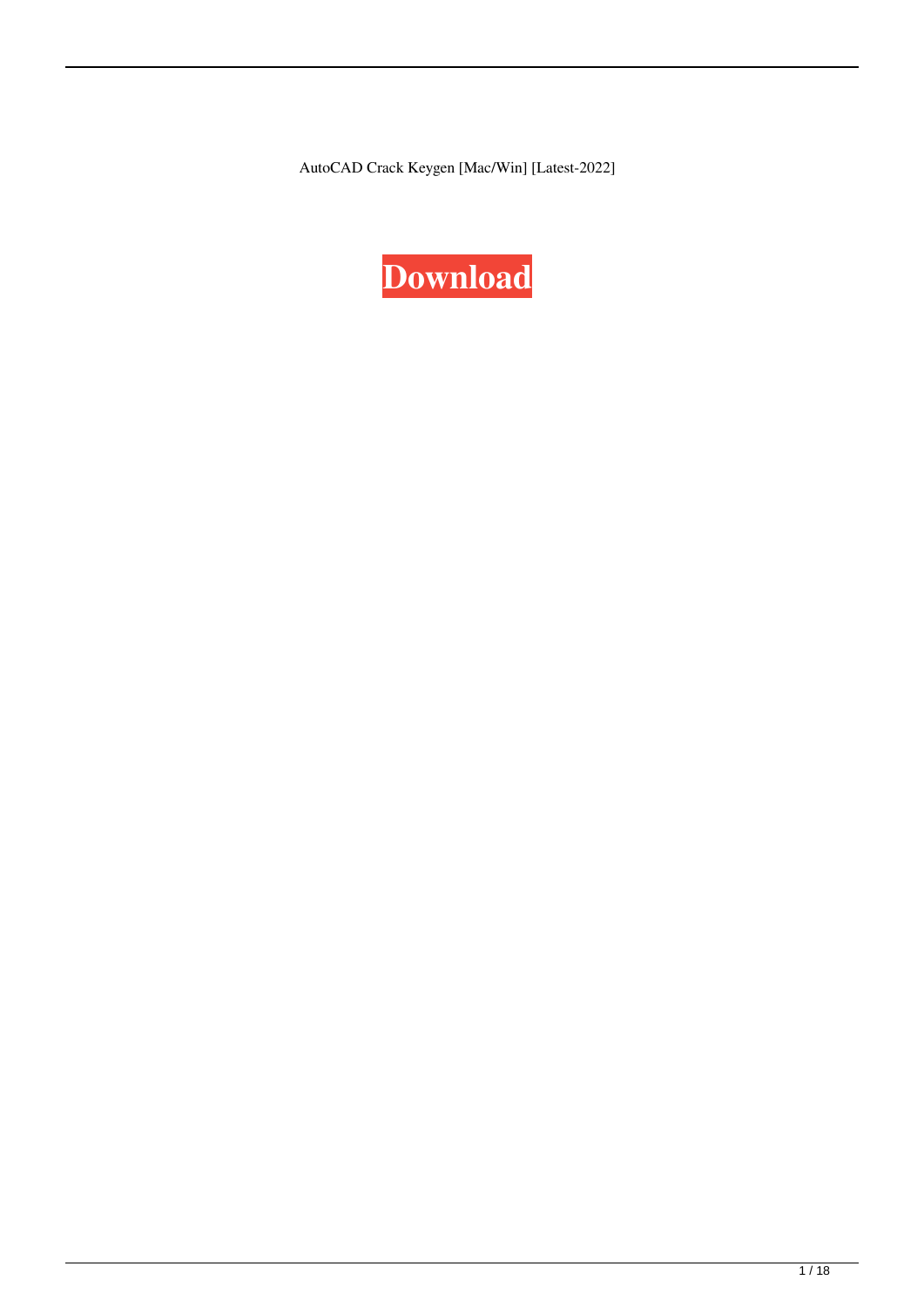AutoCAD Crack Keygen [Mac/Win] [Latest-2022]

**Download**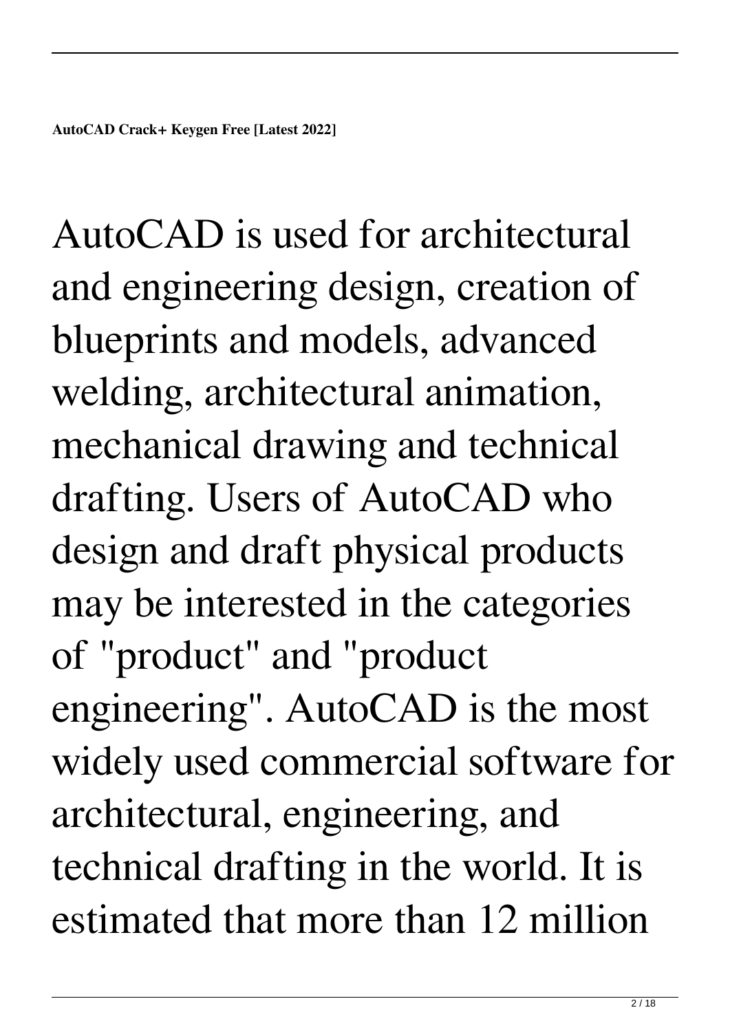**AutoCAD Crack+ Keygen Free [Latest 2022]**

AutoCAD is used for architectural and engineering design, creation of blueprints and models, advanced welding, architectural animation, mechanical drawing and technical drafting. Users of AutoCAD who design and draft physical products may be interested in the categories of "product" and "product engineering". AutoCAD is the most widely used commercial software for architectural, engineering, and technical drafting in the world. It is estimated that more than 12 million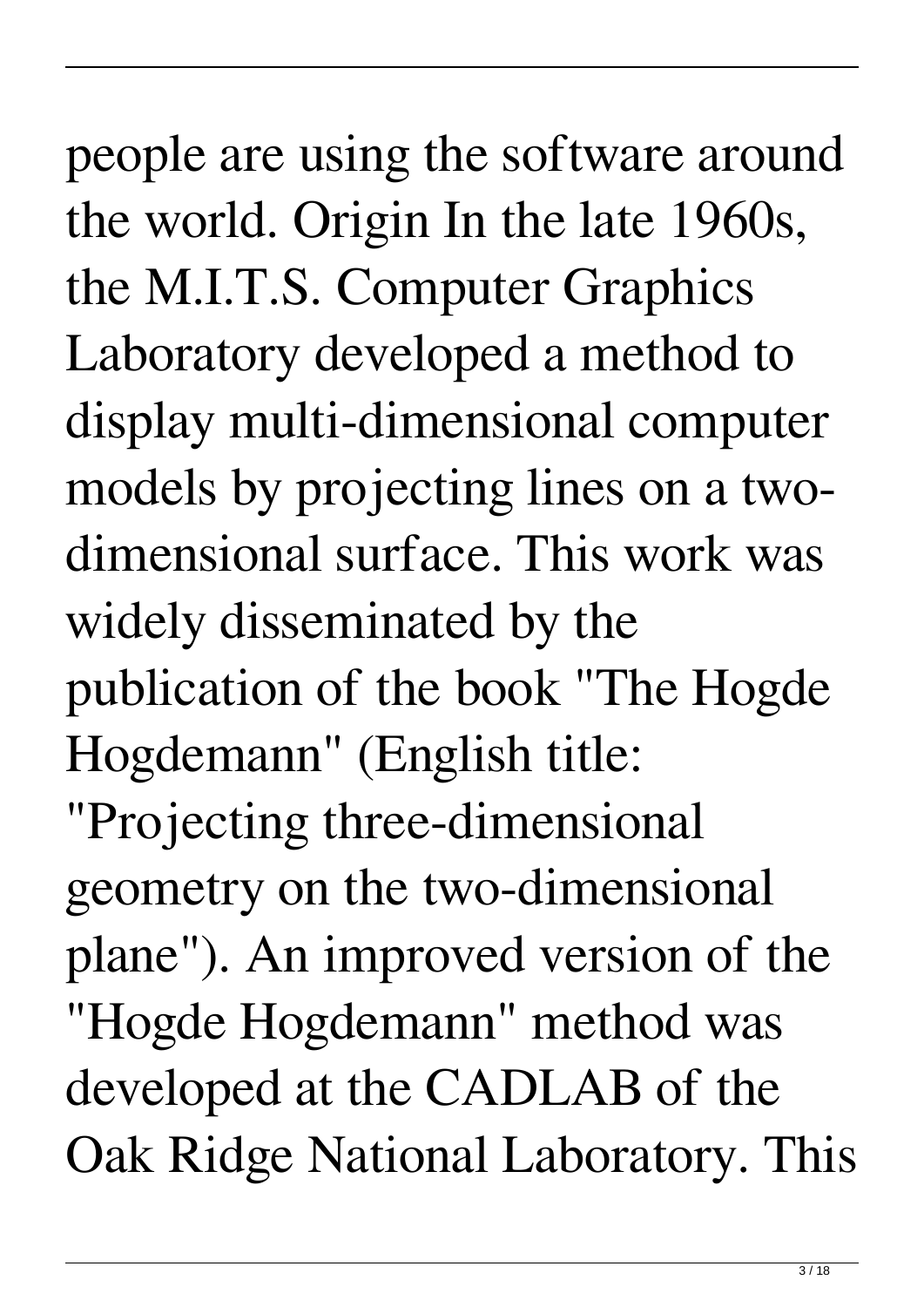people are using the software around the world. Origin In the late 1960s, the M.I.T.S. Computer Graphics Laboratory developed a method to display multi-dimensional computer models by projecting lines on a two-dimensional surface. This work was widely disseminated by the publication of the book "The Hogde Hogdemann" (English title: "Projecting three-dimensional geometry on the two-dimensional plane"). An improved version of the "Hogde Hogdemann" method was developed at the CADLAB of the Oak Ridge National Laboratory. This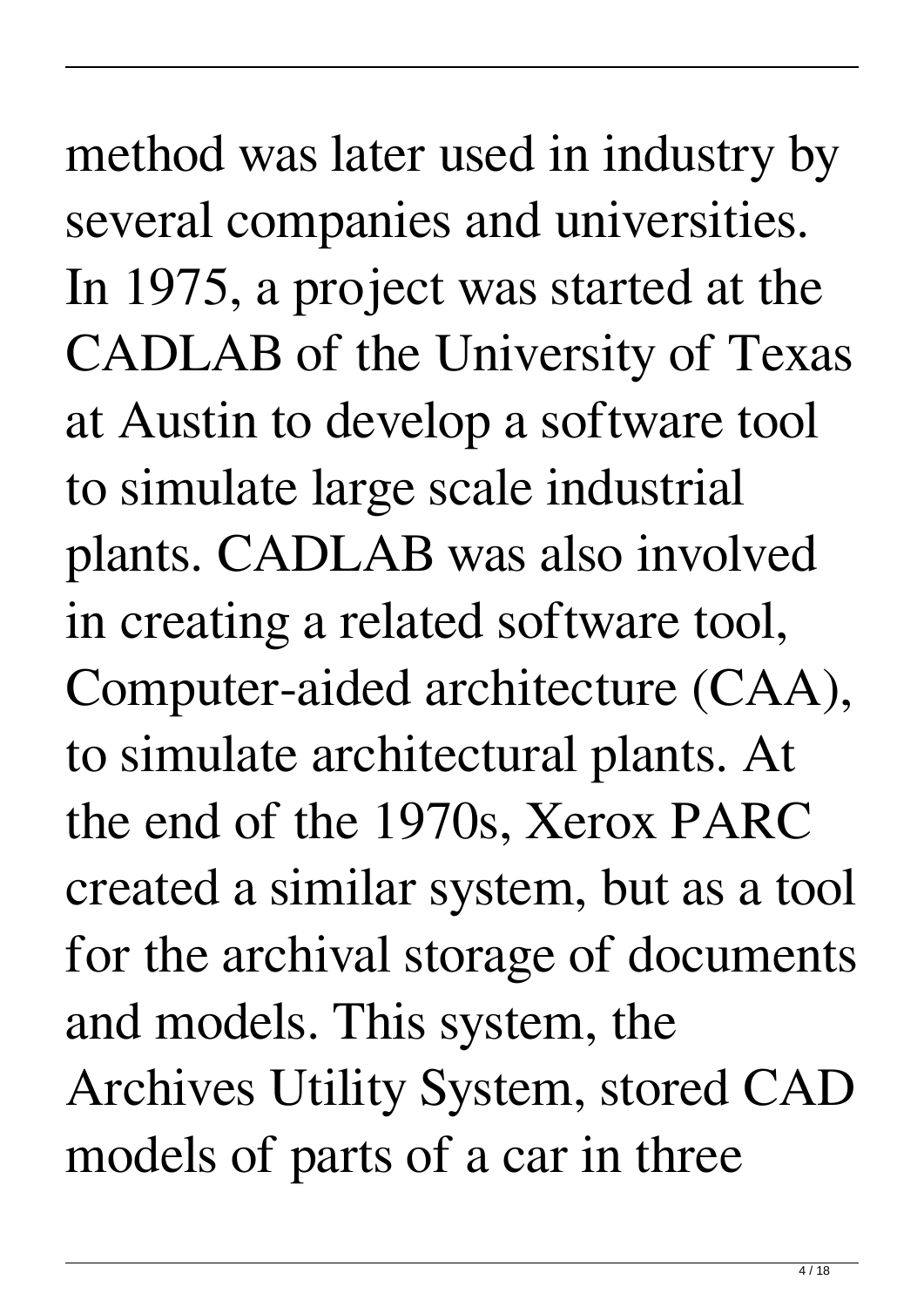method was later used in industry by several companies and universities. In 1975, a project was started at the CADLAB of the University of Texas at Austin to develop a software tool to simulate large scale industrial plants. CADLAB was also involved in creating a related software tool, Computer-aided architecture (CAA), to simulate architectural plants. At the end of the 1970s, Xerox PARC created a similar system, but as a tool for the archival storage of documents and models. This system, the Archives Utility System, stored CAD models of parts of a car in three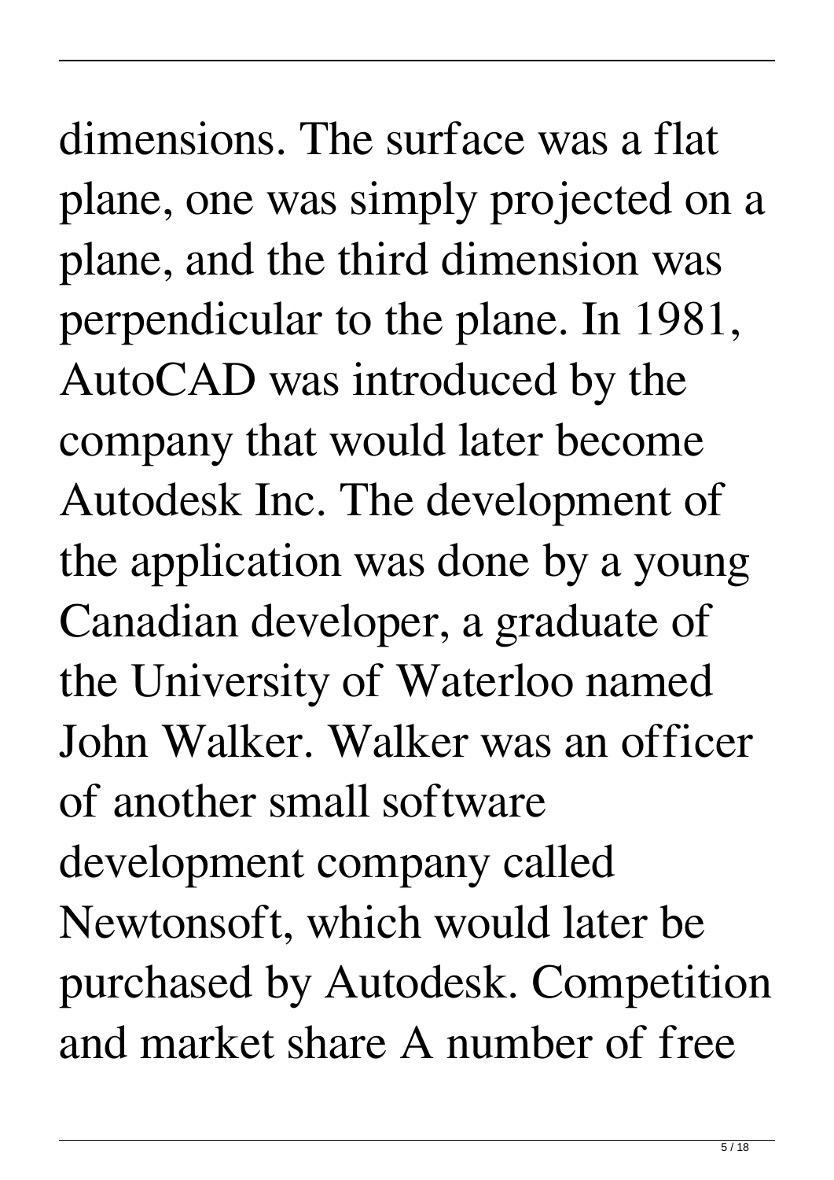dimensions. The surface was a flat plane, one was simply projected on a plane, and the third dimension was perpendicular to the plane. In 1981, AutoCAD was introduced by the company that would later become Autodesk Inc. The development of the application was done by a young Canadian developer, a graduate of the University of Waterloo named John Walker. Walker was an officer of another small software development company called Newtonsoft, which would later be purchased by Autodesk. Competition and market share A number of free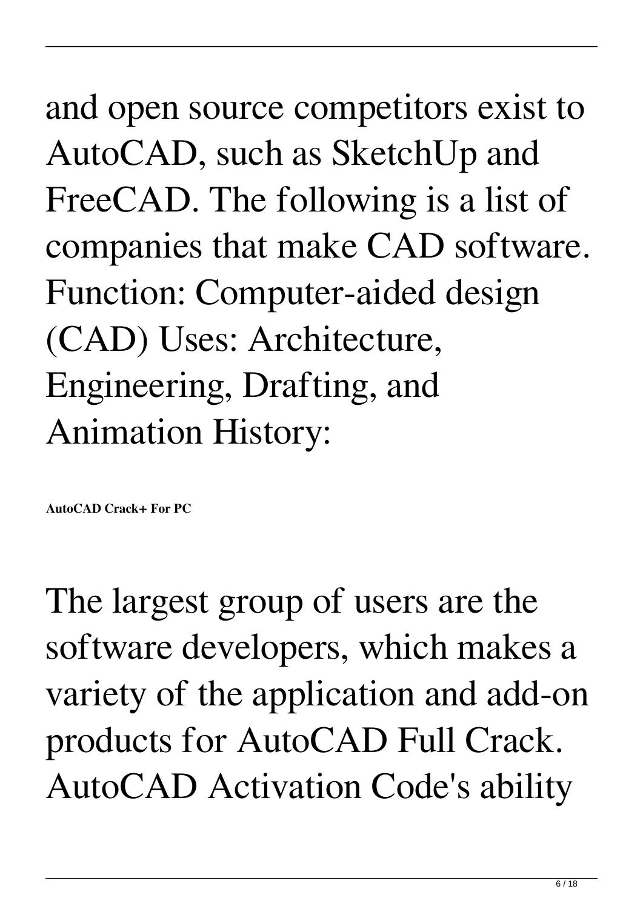and open source competitors exist to AutoCAD, such as SketchUp and FreeCAD. The following is a list of companies that make CAD software. Function: Computer-aided design (CAD) Uses: Architecture, Engineering, Drafting, and Animation History:

**AutoCAD Crack+ For PC**

The largest group of users are the software developers, which makes a variety of the application and add-on products for AutoCAD Full Crack. AutoCAD Activation Code's ability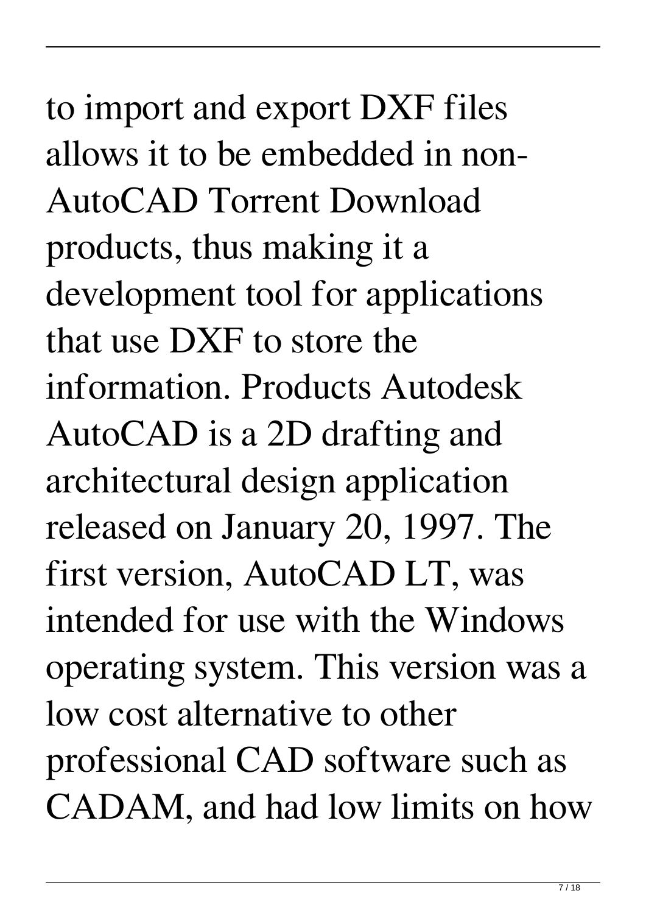to import and export DXF files allows it to be embedded in non-AutoCAD Torrent Download products, thus making it a development tool for applications that use DXF to store the information. Products Autodesk AutoCAD is a 2D drafting and architectural design application released on January 20, 1997. The first version, AutoCAD LT, was intended for use with the Windows operating system. This version was a low cost alternative to other professional CAD software such as CADAM, and had low limits on how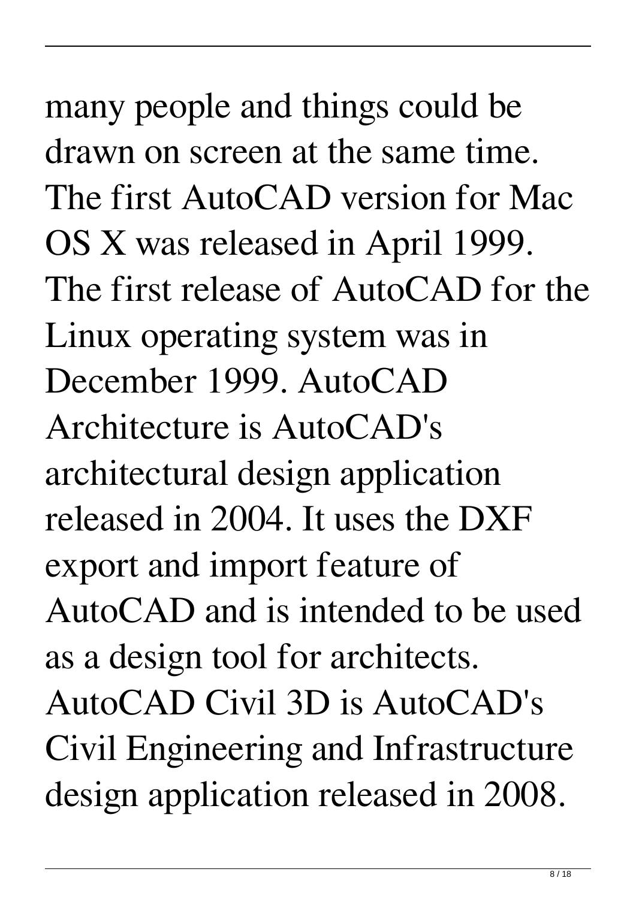many people and things could be drawn on screen at the same time. The first AutoCAD version for Mac OS X was released in April 1999. The first release of AutoCAD for the Linux operating system was in December 1999. AutoCAD Architecture is AutoCAD's architectural design application released in 2004. It uses the DXF export and import feature of AutoCAD and is intended to be used as a design tool for architects. AutoCAD Civil 3D is AutoCAD's Civil Engineering and Infrastructure design application released in 2008.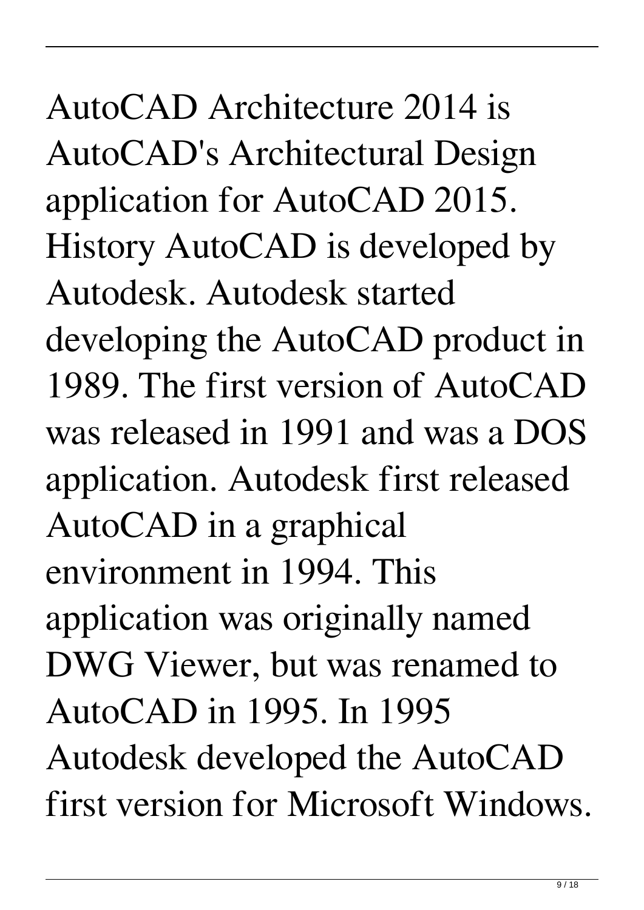AutoCAD Architecture 2014 is AutoCAD's Architectural Design application for AutoCAD 2015. History AutoCAD is developed by Autodesk. Autodesk started developing the AutoCAD product in 1989. The first version of AutoCAD was released in 1991 and was a DOS application. Autodesk first released AutoCAD in a graphical environment in 1994. This application was originally named DWG Viewer, but was renamed to AutoCAD in 1995. In 1995 Autodesk developed the AutoCAD first version for Microsoft Windows.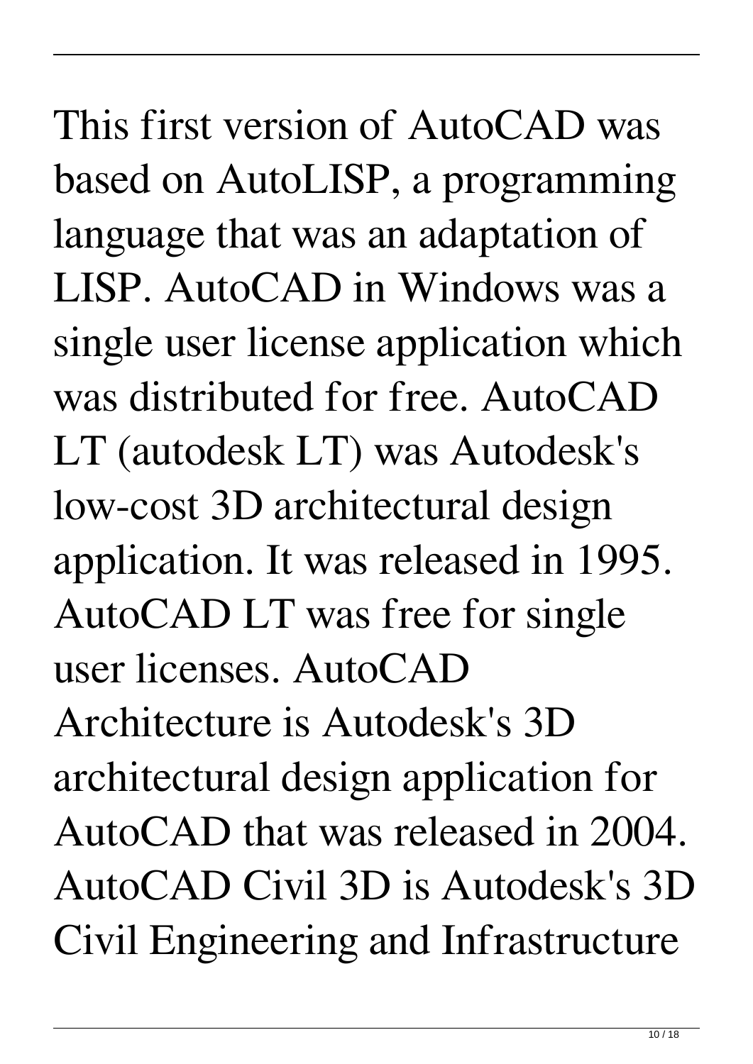This first version of AutoCAD was based on AutoLISP, a programming language that was an adaptation of LISP. AutoCAD in Windows was a single user license application which was distributed for free. AutoCAD LT (autodesk LT) was Autodesk's low-cost 3D architectural design application. It was released in 1995. AutoCAD LT was free for single user licenses. AutoCAD Architecture is Autodesk's 3D architectural design application for AutoCAD that was released in 2004. AutoCAD Civil 3D is Autodesk's 3D Civil Engineering and Infrastructure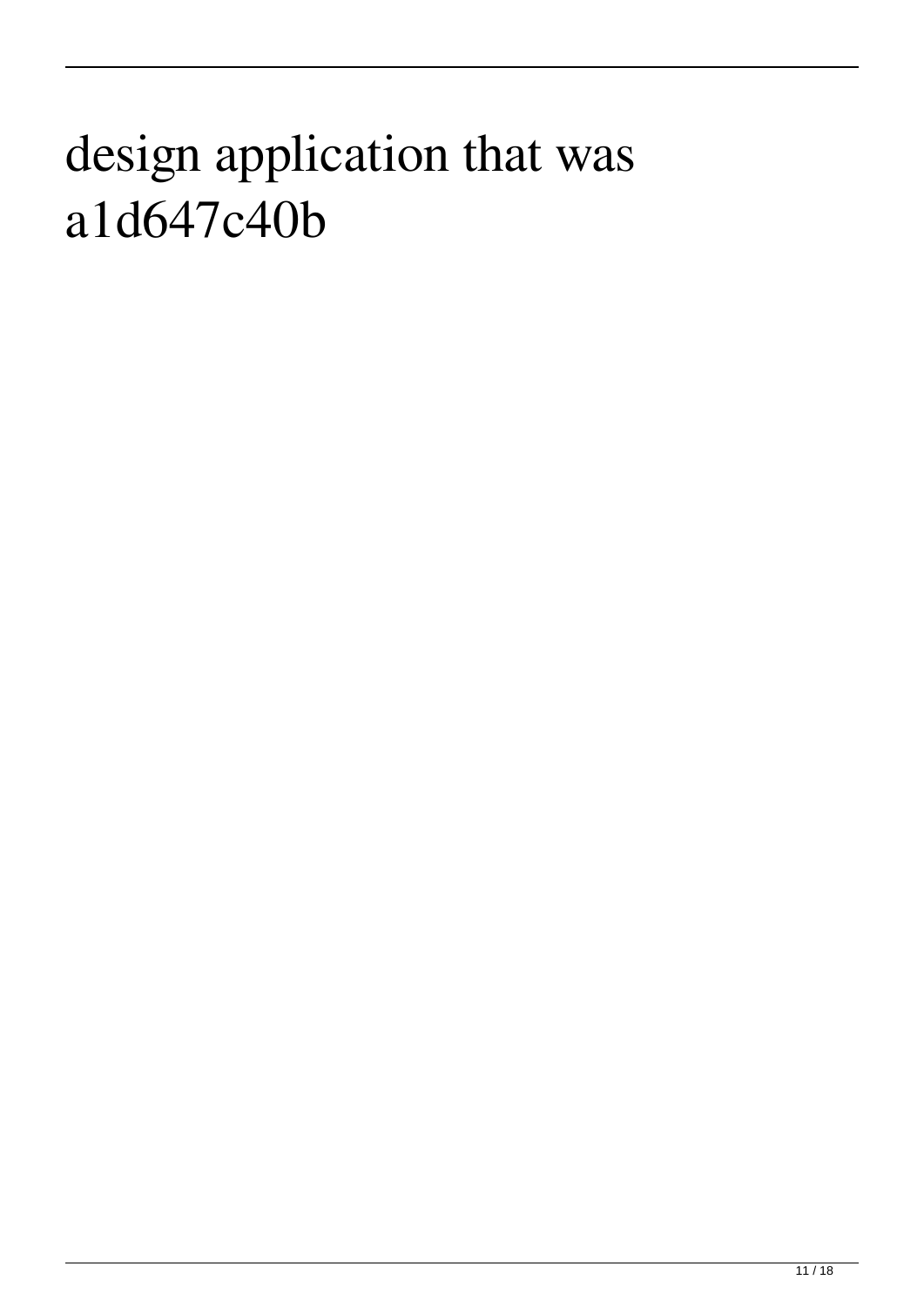design application that was
a1d647c40b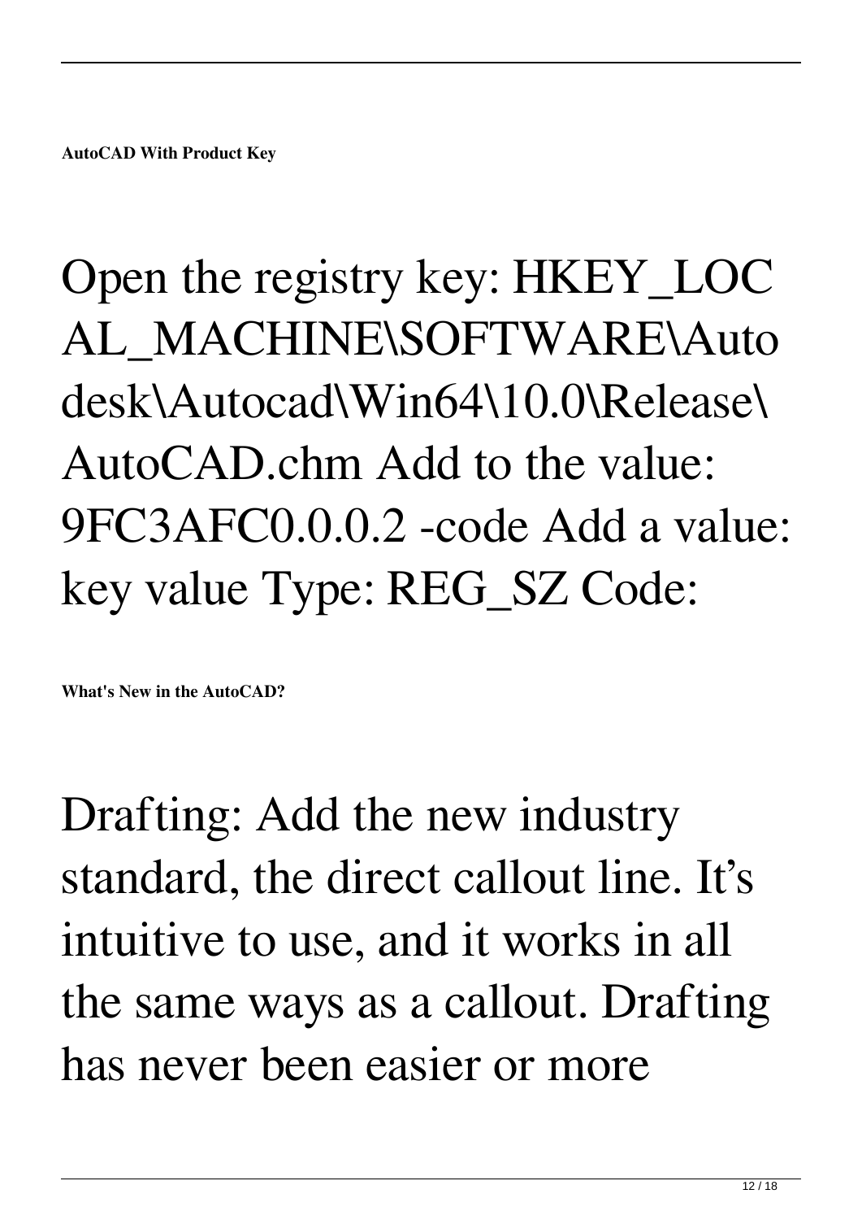**AutoCAD With Product Key**

Open the registry key: HKEY_LOCAL_MACHINE\SOFTWARE\Autodesk\Autocad\Win64\10.0\Release\AutoCAD.chm Add to the value: 9FC3AFC0.0.0.2 -code Add a value: key value Type: REG_SZ Code:

**What's New in the AutoCAD?**

Drafting: Add the new industry standard, the direct callout line. It's intuitive to use, and it works in all the same ways as a callout. Drafting has never been easier or more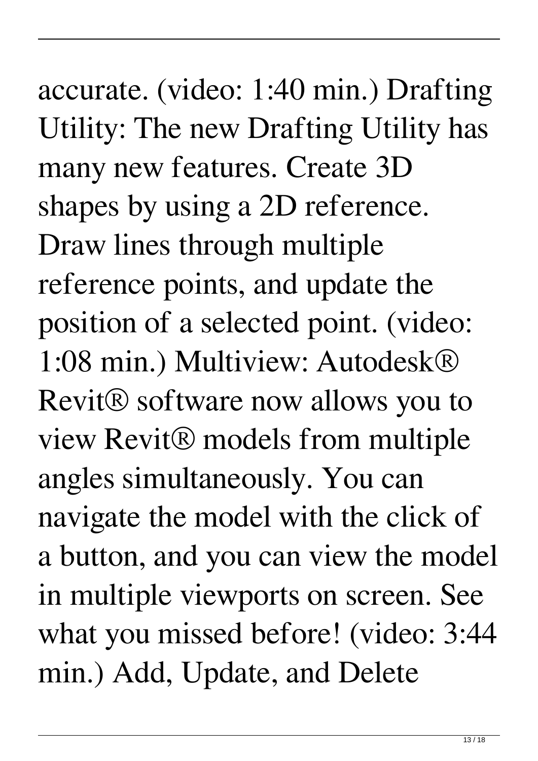accurate. (video: 1:40 min.) Drafting Utility: The new Drafting Utility has many new features. Create 3D shapes by using a 2D reference. Draw lines through multiple reference points, and update the position of a selected point. (video: 1:08 min.) Multiview: Autodesk® Revit® software now allows you to view Revit® models from multiple angles simultaneously. You can navigate the model with the click of a button, and you can view the model in multiple viewports on screen. See what you missed before! (video: 3:44 min.) Add, Update, and Delete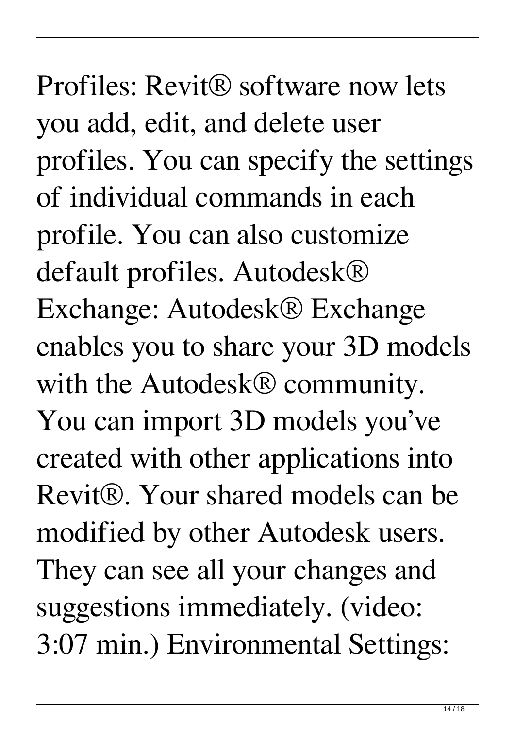Profiles: Revit® software now lets you add, edit, and delete user profiles. You can specify the settings of individual commands in each profile. You can also customize default profiles. Autodesk® Exchange: Autodesk® Exchange enables you to share your 3D models with the Autodesk® community. You can import 3D models you've created with other applications into Revit®. Your shared models can be modified by other Autodesk users. They can see all your changes and suggestions immediately. (video: 3:07 min.) Environmental Settings: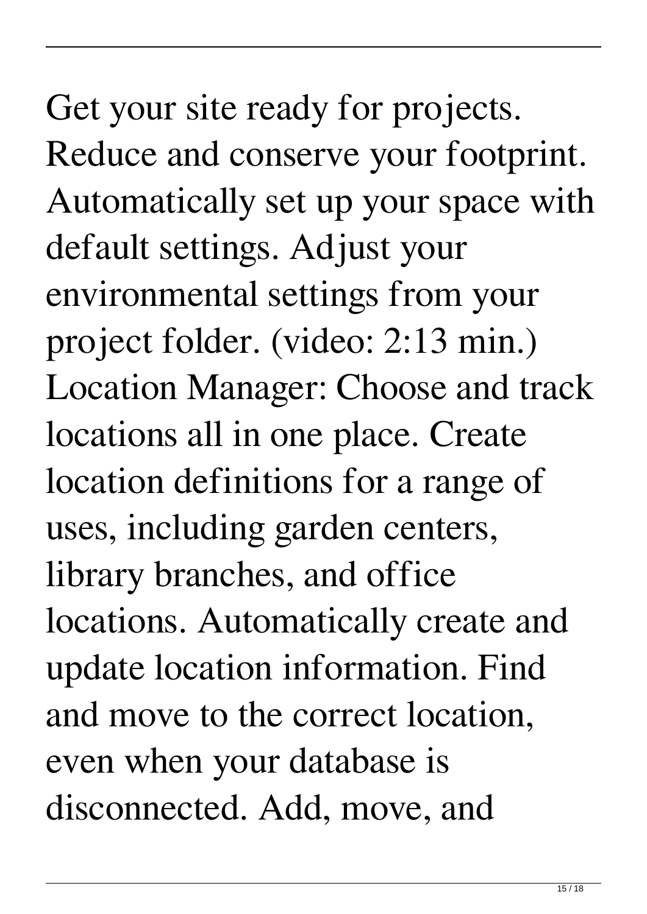Get your site ready for projects. Reduce and conserve your footprint. Automatically set up your space with default settings. Adjust your environmental settings from your project folder. (video: 2:13 min.) Location Manager: Choose and track locations all in one place. Create location definitions for a range of uses, including garden centers, library branches, and office locations. Automatically create and update location information. Find and move to the correct location, even when your database is disconnected. Add, move, and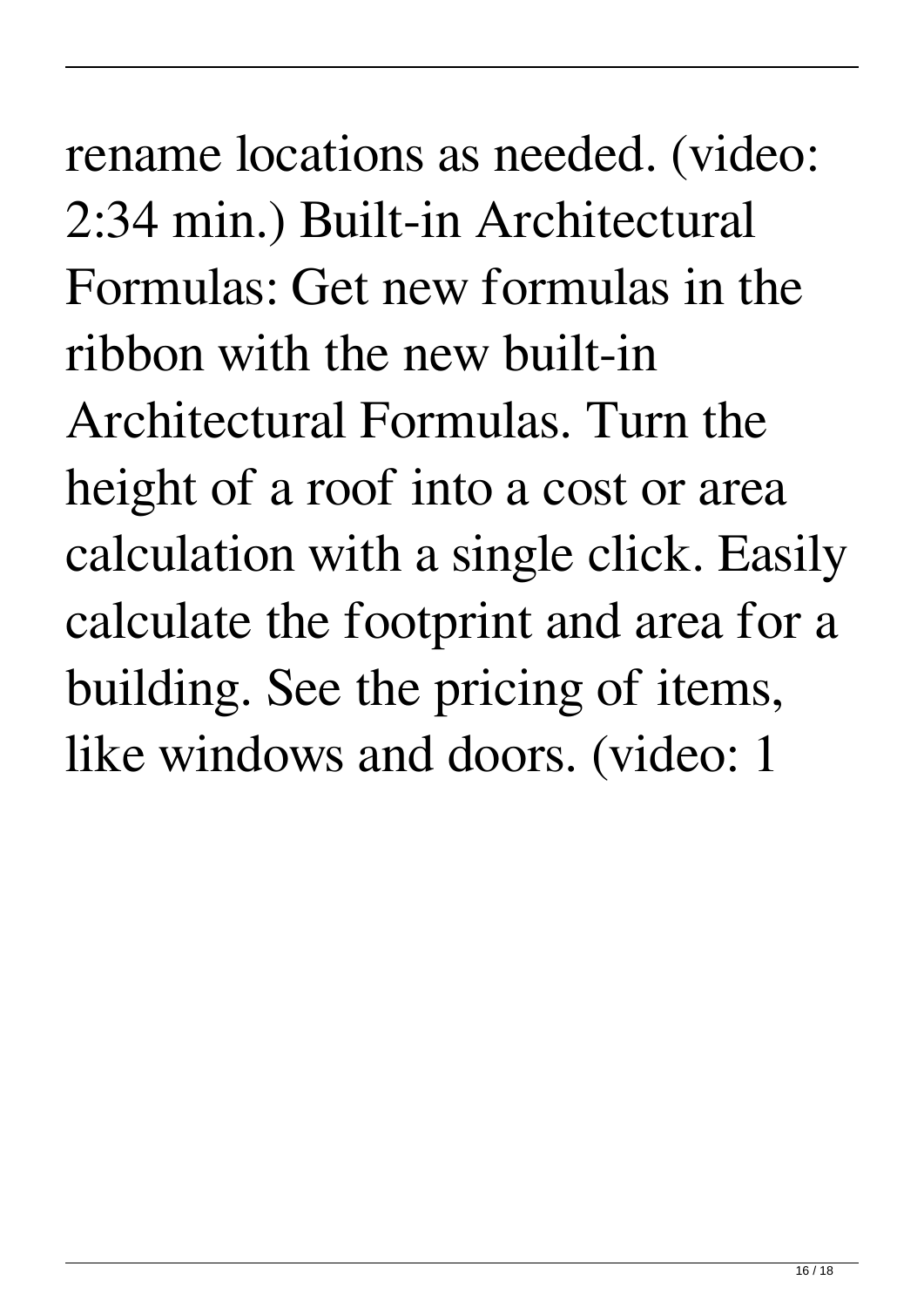rename locations as needed. (video: 2:34 min.) Built-in Architectural Formulas: Get new formulas in the ribbon with the new built-in Architectural Formulas. Turn the height of a roof into a cost or area calculation with a single click. Easily calculate the footprint and area for a building. See the pricing of items, like windows and doors. (video: 1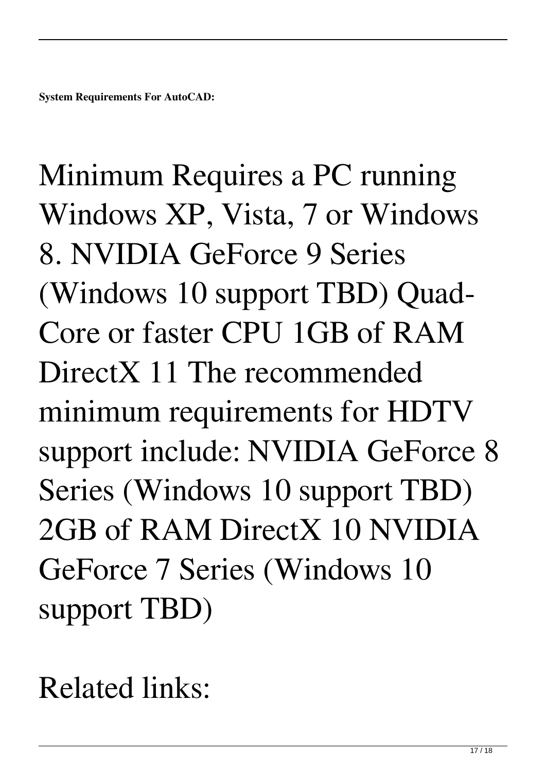**System Requirements For AutoCAD:**

Minimum Requires a PC running Windows XP, Vista, 7 or Windows 8. NVIDIA GeForce 9 Series (Windows 10 support TBD) Quad-Core or faster CPU 1GB of RAM DirectX 11 The recommended minimum requirements for HDTV support include: NVIDIA GeForce 8 Series (Windows 10 support TBD) 2GB of RAM DirectX 10 NVIDIA GeForce 7 Series (Windows 10 support TBD)

Related links: